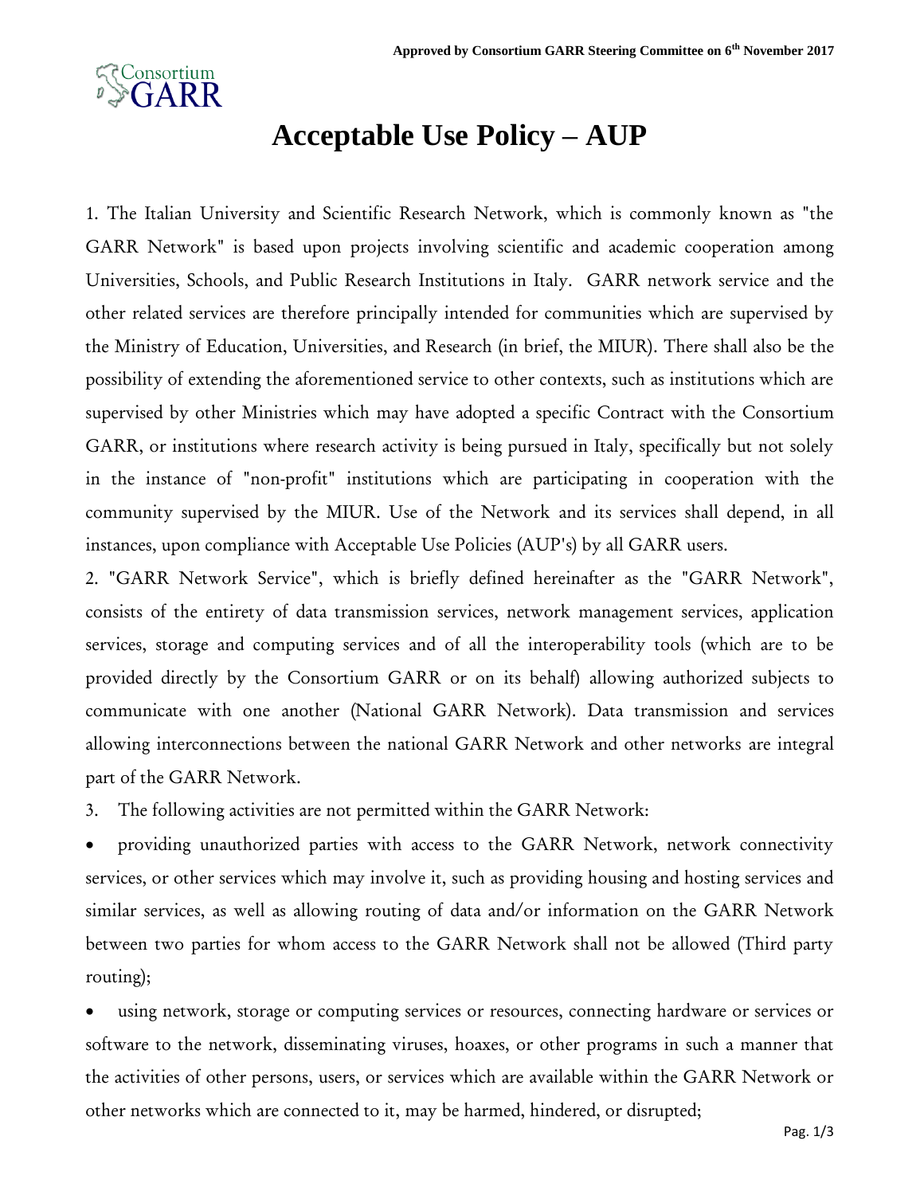Approved by Consortium GARR Steering Committee on 6th November 2017

Consortium GARR

# Acceptable Use Policy – AUP

1. The Italian University and Scientific Research Network, which is commonly known as "the GARR Network" is based upon projects involving scientific and academic cooperation among Universities, Schools, and Public Research Institutions in Italy. GARR network service and the other related services are therefore principally intended for communities which are supervised by the Ministry of Education, Universities, and Research (in brief, the MIUR). There shall also be the possibility of extending the aforementioned service to other contexts, such as institutions which are supervised by other Ministries which may have adopted a specific Contract with the Consortium GARR, or institutions where research activity is being pursued in Italy, specifically but not solely in the instance of "non-profit" institutions which are participating in cooperation with the community supervised by the MIUR. Use of the Network and its services shall depend, in all instances, upon compliance with Acceptable Use Policies (AUP's) by all GARR users.

2. "GARR Network Service", which is briefly defined hereinafter as the "GARR Network", consists of the entirety of data transmission services, network management services, application services, storage and computing services and of all the interoperability tools (which are to be provided directly by the Consortium GARR or on its behalf) allowing authorized subjects to communicate with one another (National GARR Network). Data transmission and services allowing interconnections between the national GARR Network and other networks are integral part of the GARR Network.

3. The following activities are not permitted within the GARR Network:

- providing unauthorized parties with access to the GARR Network, network connectivity services, or other services which may involve it, such as providing housing and hosting services and similar services, as well as allowing routing of data and/or information on the GARR Network between two parties for whom access to the GARR Network shall not be allowed (Third party routing);
- using network, storage or computing services or resources, connecting hardware or services or software to the network, disseminating viruses, hoaxes, or other programs in such a manner that the activities of other persons, users, or services which are available within the GARR Network or other networks which are connected to it, may be harmed, hindered, or disrupted;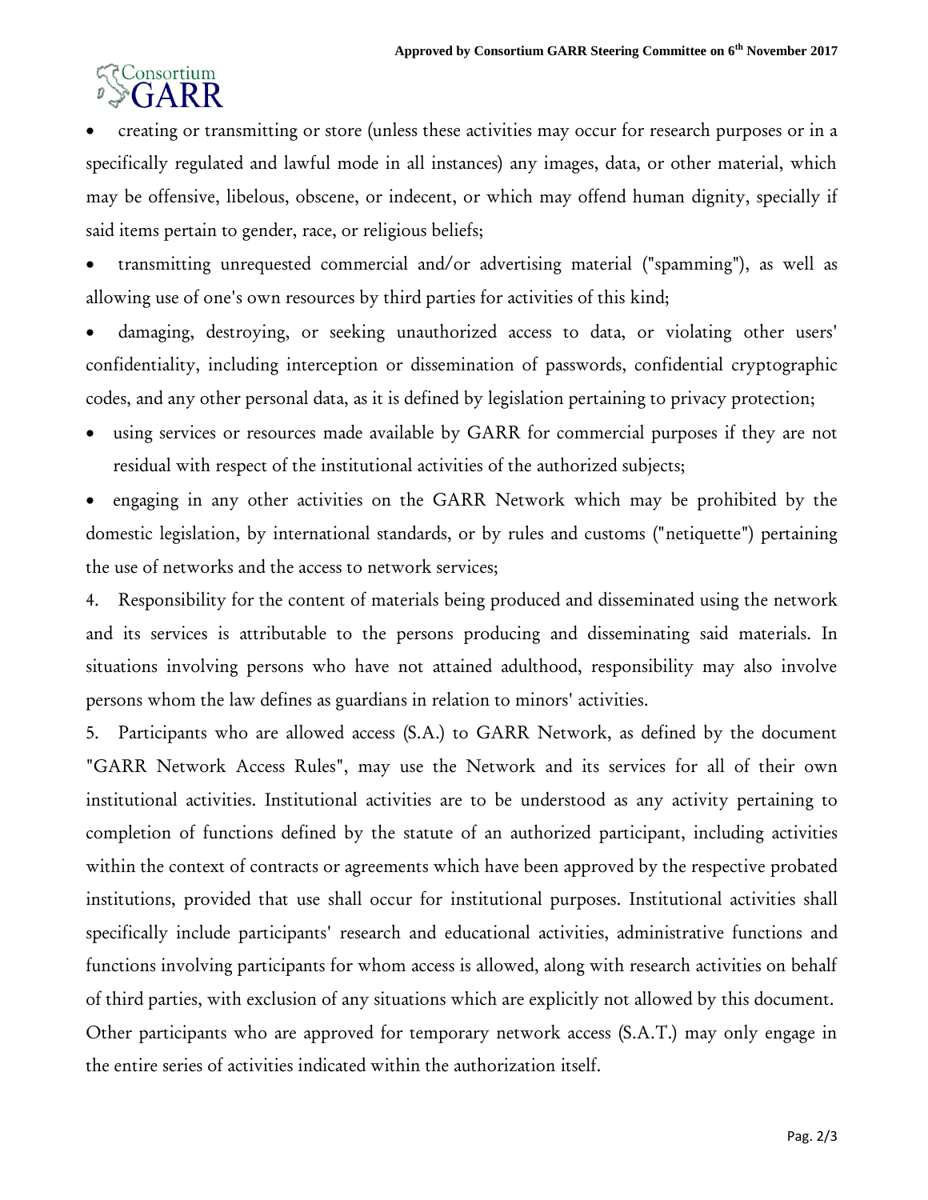- creating or transmitting or store (unless these activities may occur for research purposes or in a specifically regulated and lawful mode in all instances) any images, data, or other material, which may be offensive, libelous, obscene, or indecent, or which may offend human dignity, specially if said items pertain to gender, race, or religious beliefs;
- transmitting unrequested commercial and/or advertising material ("spamming"), as well as allowing use of one's own resources by third parties for activities of this kind;
- damaging, destroying, or seeking unauthorized access to data, or violating other users' confidentiality, including interception or dissemination of passwords, confidential cryptographic codes, and any other personal data, as it is defined by legislation pertaining to privacy protection;
- using services or resources made available by GARR for commercial purposes if they are not residual with respect of the institutional activities of the authorized subjects;
- engaging in any other activities on the GARR Network which may be prohibited by the domestic legislation, by international standards, or by rules and customs ("netiquette") pertaining the use of networks and the access to network services;

4. Responsibility for the content of materials being produced and disseminated using the network and its services is attributable to the persons producing and disseminating said materials. In situations involving persons who have not attained adulthood, responsibility may also involve persons whom the law defines as guardians in relation to minors' activities.

5. Participants who are allowed access (S.A.) to GARR Network, as defined by the document "GARR Network Access Rules", may use the Network and its services for all of their own institutional activities. Institutional activities are to be understood as any activity pertaining to completion of functions defined by the statute of an authorized participant, including activities within the context of contracts or agreements which have been approved by the respective probated institutions, provided that use shall occur for institutional purposes. Institutional activities shall specifically include participants' research and educational activities, administrative functions and functions involving participants for whom access is allowed, along with research activities on behalf of third parties, with exclusion of any situations which are explicitly not allowed by this document. Other participants who are approved for temporary network access (S.A.T.) may only engage in the entire series of activities indicated within the authorization itself.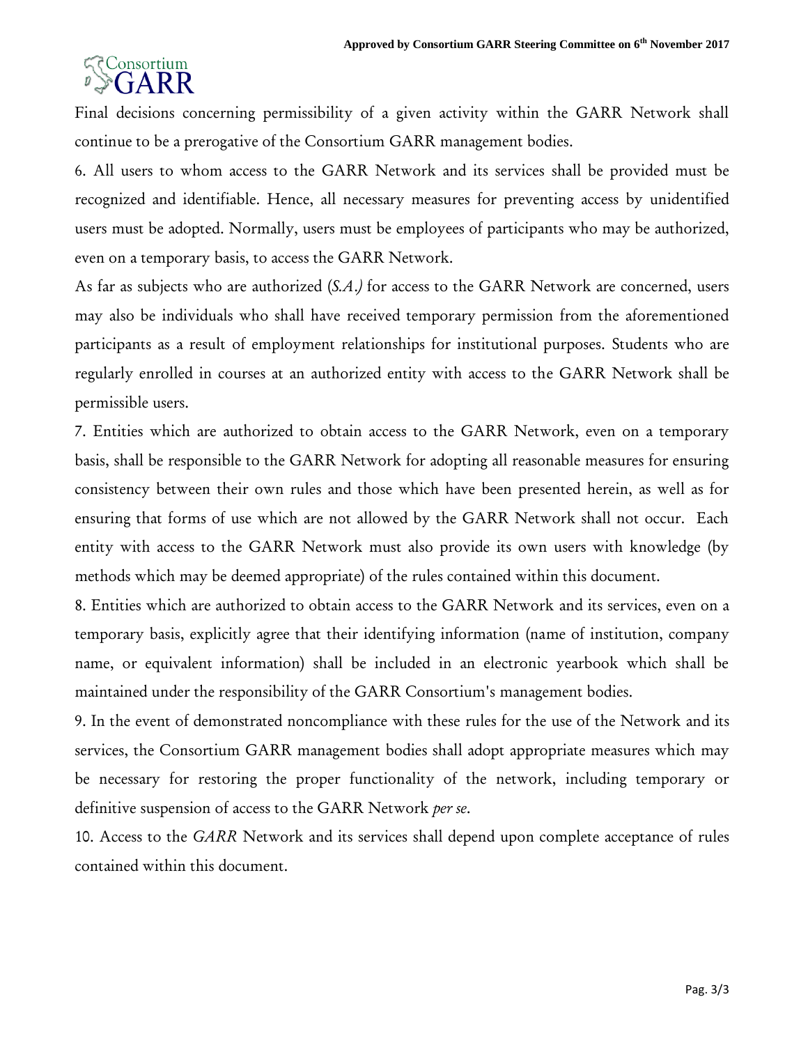Final decisions concerning permissibility of a given activity within the GARR Network shall continue to be a prerogative of the Consortium GARR management bodies.

6. All users to whom access to the GARR Network and its services shall be provided must be recognized and identifiable. Hence, all necessary measures for preventing access by unidentified users must be adopted. Normally, users must be employees of participants who may be authorized, even on a temporary basis, to access the GARR Network.

As far as subjects who are authorized (*S.A.)* for access to the GARR Network are concerned, users may also be individuals who shall have received temporary permission from the aforementioned participants as a result of employment relationships for institutional purposes. Students who are regularly enrolled in courses at an authorized entity with access to the GARR Network shall be permissible users.

7. Entities which are authorized to obtain access to the GARR Network, even on a temporary basis, shall be responsible to the GARR Network for adopting all reasonable measures for ensuring consistency between their own rules and those which have been presented herein, as well as for ensuring that forms of use which are not allowed by the GARR Network shall not occur. Each entity with access to the GARR Network must also provide its own users with knowledge (by methods which may be deemed appropriate) of the rules contained within this document.

8. Entities which are authorized to obtain access to the GARR Network and its services, even on a temporary basis, explicitly agree that their identifying information (name of institution, company name, or equivalent information) shall be included in an electronic yearbook which shall be maintained under the responsibility of the GARR Consortium's management bodies.

9. In the event of demonstrated noncompliance with these rules for the use of the Network and its services, the Consortium GARR management bodies shall adopt appropriate measures which may be necessary for restoring the proper functionality of the network, including temporary or definitive suspension of access to the GARR Network *per se*.

10. Access to the *GARR* Network and its services shall depend upon complete acceptance of rules contained within this document.